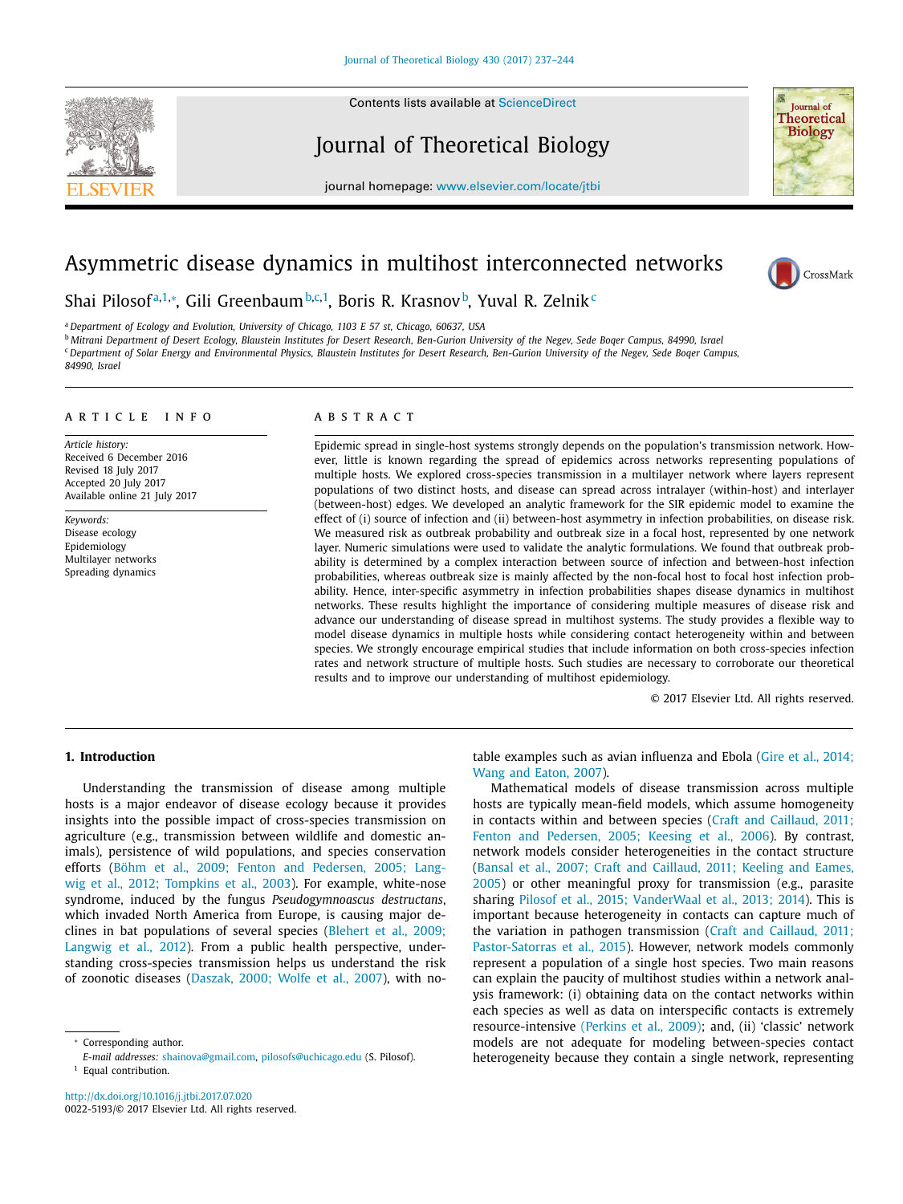# Asymmetric disease dynamics in multihost interconnected networks

Shai Pilosof[a,1,*], Gili Greenbaum[b,c,1], Boris R. Krasnov[b], Yuval R. Zelnik[c]

[a] Department of Ecology and Evolution, University of Chicago, 1103 E 57 st, Chicago, 60637, USA

[b] Mitrani Department of Desert Ecology, Blaustein Institutes for Desert Research, Ben-Gurion University of the Negev, Sede Boqer Campus, 84990, Israel

[c] Department of Solar Energy and Environmental Physics, Blaustein Institutes for Desert Research, Ben-Gurion University of the Negev, Sede Boqer Campus, 84990, Israel

## ARTICLE INFO

*Article history:*
Received 6 December 2016
Revised 18 July 2017
Accepted 20 July 2017
Available online 21 July 2017

*Keywords:*
Disease ecology
Epidemiology
Multilayer networks
Spreading dynamics

## ABSTRACT

Epidemic spread in single-host systems strongly depends on the population's transmission network. However, little is known regarding the spread of epidemics across networks representing populations of multiple hosts. We explored cross-species transmission in a multilayer network where layers represent populations of two distinct hosts, and disease can spread across intralayer (within-host) and interlayer (between-host) edges. We developed an analytic framework for the SIR epidemic model to examine the effect of (i) source of infection and (ii) between-host asymmetry in infection probabilities, on disease risk. We measured risk as outbreak probability and outbreak size in a focal host, represented by one network layer. Numeric simulations were used to validate the analytic formulations. We found that outbreak probability is determined by a complex interaction between source of infection and between-host infection probabilities, whereas outbreak size is mainly affected by the non-focal host to focal host infection probability. Hence, inter-specific asymmetry in infection probabilities shapes disease dynamics in multihost networks. These results highlight the importance of considering multiple measures of disease risk and advance our understanding of disease spread in multihost systems. The study provides a flexible way to model disease dynamics in multiple hosts while considering contact heterogeneity within and between species. We strongly encourage empirical studies that include information on both cross-species infection rates and network structure of multiple hosts. Such studies are necessary to corroborate our theoretical results and to improve our understanding of multihost epidemiology.

© 2017 Elsevier Ltd. All rights reserved.

## 1. Introduction

Understanding the transmission of disease among multiple hosts is a major endeavor of disease ecology because it provides insights into the possible impact of cross-species transmission on agriculture (e.g., transmission between wildlife and domestic animals), persistence of wild populations, and species conservation efforts (Böhm et al., 2009; Fenton and Pedersen, 2005; Langwig et al., 2012; Tompkins et al., 2003). For example, white-nose syndrome, induced by the fungus *Pseudogymnoascus destructans*, which invaded North America from Europe, is causing major declines in bat populations of several species (Blehert et al., 2009; Langwig et al., 2012). From a public health perspective, understanding cross-species transmission helps us understand the risk of zoonotic diseases (Daszak, 2000; Wolfe et al., 2007), with notable examples such as avian influenza and Ebola (Gire et al., 2014; Wang and Eaton, 2007).

Mathematical models of disease transmission across multiple hosts are typically mean-field models, which assume homogeneity in contacts within and between species (Craft and Caillaud, 2011; Fenton and Pedersen, 2005; Keesing et al., 2006). By contrast, network models consider heterogeneities in the contact structure (Bansal et al., 2007; Craft and Caillaud, 2011; Keeling and Eames, 2005) or other meaningful proxy for transmission (e.g., parasite sharing Pilosof et al., 2015; VanderWaal et al., 2013; 2014). This is important because heterogeneity in contacts can capture much of the variation in pathogen transmission (Craft and Caillaud, 2011; Pastor-Satorras et al., 2015). However, network models commonly represent a population of a single host species. Two main reasons can explain the paucity of multihost studies within a network analysis framework: (i) obtaining data on the contact networks within each species as well as data on interspecific contacts is extremely resource-intensive (Perkins et al., 2009); and, (ii) 'classic' network models are not adequate for modeling between-species contact heterogeneity because they contain a single network, representing

---

* Corresponding author.
*E-mail addresses:* shainova@gmail.com, pilosofs@uchicago.edu (S. Pilosof).
[1] Equal contribution.

http://dx.doi.org/10.1016/j.jtbi.2017.07.020
0022-5193/© 2017 Elsevier Ltd. All rights reserved.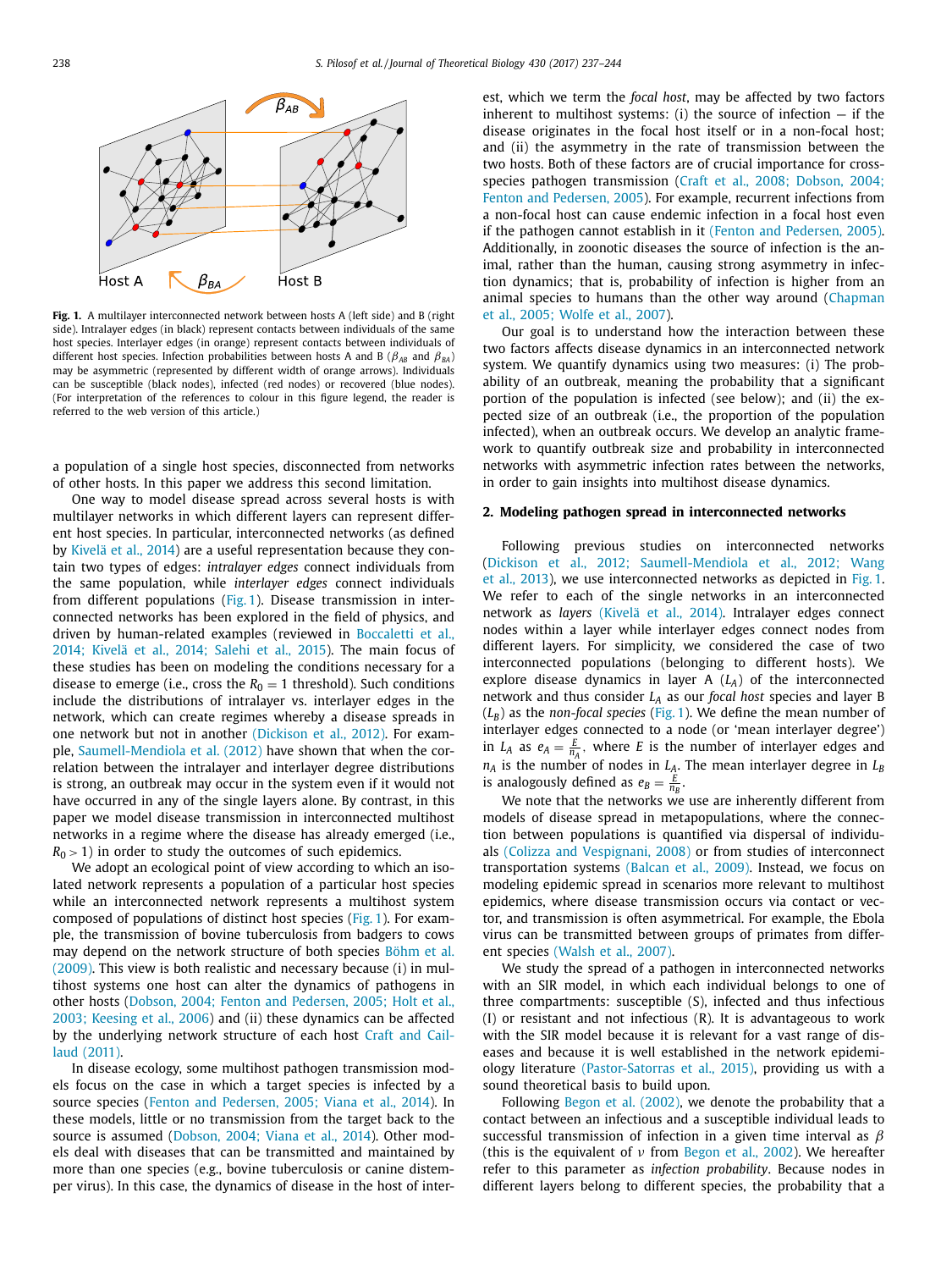**Fig. 1.** A multilayer interconnected network between hosts A (left side) and B (right side). Intralayer edges (in black) represent contacts between individuals of the same host species. Interlayer edges (in orange) represent contacts between individuals of different host species. Infection probabilities between hosts A and B ($\beta_{AB}$ and $\beta_{BA}$) may be asymmetric (represented by different width of orange arrows). Individuals can be susceptible (black nodes), infected (red nodes) or recovered (blue nodes). (For interpretation of the references to colour in this figure legend, the reader is referred to the web version of this article.)

a population of a single host species, disconnected from networks of other hosts. In this paper we address this second limitation.

One way to model disease spread across several hosts is with multilayer networks in which different layers can represent different host species. In particular, interconnected networks (as defined by Kivelä et al., 2014) are a useful representation because they contain two types of edges: *intralayer edges* connect individuals from the same population, while *interlayer edges* connect individuals from different populations (Fig. 1). Disease transmission in interconnected networks has been explored in the field of physics, and driven by human-related examples (reviewed in Boccaletti et al., 2014; Kivelä et al., 2014; Salehi et al., 2015). The main focus of these studies has been on modeling the conditions necessary for a disease to emerge (i.e., cross the $R_0 = 1$ threshold). Such conditions include the distributions of intralayer vs. interlayer edges in the network, which can create regimes whereby a disease spreads in one network but not in another (Dickison et al., 2012). For example, Saumell-Mendiola et al. (2012) have shown that when the correlation between the intralayer and interlayer degree distributions is strong, an outbreak may occur in the system even if it would not have occurred in any of the single layers alone. By contrast, in this paper we model disease transmission in interconnected multihost networks in a regime where the disease has already emerged (i.e., $R_0 > 1$) in order to study the outcomes of such epidemics.

We adopt an ecological point of view according to which an isolated network represents a population of a particular host species while an interconnected network represents a multihost system composed of populations of distinct host species (Fig. 1). For example, the transmission of bovine tuberculosis from badgers to cows may depend on the network structure of both species Böhm et al. (2009). This view is both realistic and necessary because (i) in multihost systems one host can alter the dynamics of pathogens in other hosts (Dobson, 2004; Fenton and Pedersen, 2005; Holt et al., 2003; Keesing et al., 2006) and (ii) these dynamics can be affected by the underlying network structure of each host Craft and Caillaud (2011).

In disease ecology, some multihost pathogen transmission models focus on the case in which a target species is infected by a source species (Fenton and Pedersen, 2005; Viana et al., 2014). In these models, little or no transmission from the target back to the source is assumed (Dobson, 2004; Viana et al., 2014). Other models deal with diseases that can be transmitted and maintained by more than one species (e.g., bovine tuberculosis or canine distemper virus). In this case, the dynamics of disease in the host of interest, which we term the *focal host*, may be affected by two factors inherent to multihost systems: (i) the source of infection — if the disease originates in the focal host itself or in a non-focal host; and (ii) the asymmetry in the rate of transmission between the two hosts. Both of these factors are of crucial importance for cross-species pathogen transmission (Craft et al., 2008; Dobson, 2004; Fenton and Pedersen, 2005). For example, recurrent infections from a non-focal host can cause endemic infection in a focal host even if the pathogen cannot establish in it (Fenton and Pedersen, 2005). Additionally, in zoonotic diseases the source of infection is the animal, rather than the human, causing strong asymmetry in infection dynamics; that is, probability of infection is higher from an animal species to humans than the other way around (Chapman et al., 2005; Wolfe et al., 2007).

Our goal is to understand how the interaction between these two factors affects disease dynamics in an interconnected network system. We quantify dynamics using two measures: (i) The probability of an outbreak, meaning the probability that a significant portion of the population is infected (see below); and (ii) the expected size of an outbreak (i.e., the proportion of the population infected), when an outbreak occurs. We develop an analytic framework to quantify outbreak size and probability in interconnected networks with asymmetric infection rates between the networks, in order to gain insights into multihost disease dynamics.

## 2. Modeling pathogen spread in interconnected networks

Following previous studies on interconnected networks (Dickison et al., 2012; Saumell-Mendiola et al., 2012; Wang et al., 2013), we use interconnected networks as depicted in Fig. 1. We refer to each of the single networks in an interconnected network as *layers* (Kivelä et al., 2014). Intralayer edges connect nodes within a layer while interlayer edges connect nodes from different layers. For simplicity, we considered the case of two interconnected populations (belonging to different hosts). We explore disease dynamics in layer A ($L_A$) of the interconnected network and thus consider $L_A$ as our *focal host* species and layer B ($L_B$) as the *non-focal species* (Fig. 1). We define the mean number of interlayer edges connected to a node (or 'mean interlayer degree') in $L_A$ as $e_A = \frac{E}{n_A}$, where $E$ is the number of interlayer edges and $n_A$ is the number of nodes in $L_A$. The mean interlayer degree in $L_B$ is analogously defined as $e_B = \frac{E}{n_B}$.

We note that the networks we use are inherently different from models of disease spread in metapopulations, where the connection between populations is quantified via dispersal of individuals (Colizza and Vespignani, 2008) or from studies of interconnect transportation systems (Balcan et al., 2009). Instead, we focus on modeling epidemic spread in scenarios more relevant to multihost epidemics, where disease transmission occurs via contact or vector, and transmission is often asymmetrical. For example, the Ebola virus can be transmitted between groups of primates from different species (Walsh et al., 2007).

We study the spread of a pathogen in interconnected networks with an SIR model, in which each individual belongs to one of three compartments: susceptible (S), infected and thus infectious (I) or resistant and not infectious (R). It is advantageous to work with the SIR model because it is relevant for a vast range of diseases and because it is well established in the network epidemiology literature (Pastor-Satorras et al., 2015), providing us with a sound theoretical basis to build upon.

Following Begon et al. (2002), we denote the probability that a contact between an infectious and a susceptible individual leads to successful transmission of infection in a given time interval as $\beta$ (this is the equivalent of $\nu$ from Begon et al., 2002). We hereafter refer to this parameter as *infection probability*. Because nodes in different layers belong to different species, the probability that a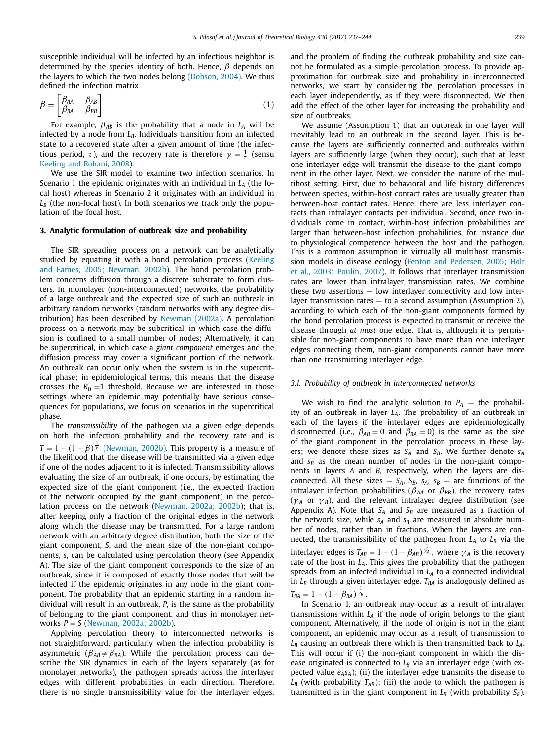susceptible individual will be infected by an infectious neighbor is determined by the species identity of both. Hence, $\beta$ depends on the layers to which the two nodes belong (Dobson, 2004). We thus defined the infection matrix

$$\beta = \begin{bmatrix} \beta_{AA} & \beta_{AB} \\ \beta_{BA} & \beta_{BB} \end{bmatrix} \tag{1}$$

For example, $\beta_{AB}$ is the probability that a node in $L_A$ will be infected by a node from $L_B$. Individuals transition from an infected state to a recovered state after a given amount of time (the infectious period, $\tau$), and the recovery rate is therefore $\gamma = \frac{1}{\tau}$ (sensu Keeling and Rohani, 2008).

We use the SIR model to examine two infection scenarios. In Scenario 1 the epidemic originates with an individual in $L_A$ (the focal host) whereas in Scenario 2 it originates with an individual in $L_B$ (the non-focal host). In both scenarios we track only the population of the focal host.

### 3. Analytic formulation of outbreak size and probability

The SIR spreading process on a network can be analytically studied by equating it with a bond percolation process (Keeling and Eames, 2005; Newman, 2002b). The bond percolation problem concerns diffusion through a discrete substrate to form clusters. In monolayer (non-interconnected) networks, the probability of a large outbreak and the expected size of such an outbreak in arbitrary random networks (random networks with any degree distribution) has been described by Newman (2002a). A percolation process on a network may be subcritical, in which case the diffusion is confined to a small number of nodes; Alternatively, it can be supercritical, in which case a *giant component* emerges and the diffusion process may cover a significant portion of the network. An outbreak can occur only when the system is in the supercritical phase; in epidemiological terms, this means that the disease crosses the $R_0 = 1$ threshold. Because we are interested in those settings where an epidemic may potentially have serious consequences for populations, we focus on scenarios in the supercritical phase.

The *transmissibility* of the pathogen via a given edge depends on both the infection probability and the recovery rate and is $T = 1 - (1 - \beta)^{\frac{1}{\gamma}}$ (Newman, 2002b). This property is a measure of the likelihood that the disease will be transmitted via a given edge if one of the nodes adjacent to it is infected. Transmissibility allows evaluating the size of an outbreak, if one occurs, by estimating the expected size of the giant component (i.e., the expected fraction of the network occupied by the giant component) in the percolation process on the network (Newman, 2002a; 2002b); that is, after keeping only a fraction of the original edges in the network along which the disease may be transmitted. For a large random network with an arbitrary degree distribution, both the size of the giant component, $S$, and the mean size of the non-giant components, $s$, can be calculated using percolation theory (see Appendix A). The size of the giant component corresponds to the size of an outbreak, since it is composed of exactly those nodes that will be infected if the epidemic originates in any node in the giant component. The probability that an epidemic starting in a random individual will result in an outbreak, $P$, is the same as the probability of belonging to the giant component, and thus in monolayer networks $P = S$ (Newman, 2002a; 2002b).

Applying percolation theory to interconnected networks is not straightforward, particularly when the infection probability is asymmetric ($\beta_{AB} \neq \beta_{BA}$). While the percolation process can describe the SIR dynamics in each of the layers separately (as for monolayer networks), the pathogen spreads across the interlayer edges with different probabilities in each direction. Therefore, there is no single transmissibility value for the interlayer edges, and the problem of finding the outbreak probability and size cannot be formulated as a simple percolation process. To provide approximation for outbreak size and probability in interconnected networks, we start by considering the percolation processes in each layer independently, as if they were disconnected. We then add the effect of the other layer for increasing the probability and size of outbreaks.

We assume (Assumption 1) that an outbreak in one layer will inevitably lead to an outbreak in the second layer. This is because the layers are sufficiently connected and outbreaks within layers are sufficiently large (when they occur), such that at least one interlayer edge will transmit the disease to the giant component in the other layer. Next, we consider the nature of the multihost setting. First, due to behavioral and life history differences between species, within-host contact rates are usually greater than between-host contact rates. Hence, there are less interlayer contacts than intralayer contacts per individual. Second, once two individuals come in contact, within-host infection probabilities are larger than between-host infection probabilities, for instance due to physiological competence between the host and the pathogen. This is a common assumption in virtually all multihost transmission models in disease ecology (Fenton and Pedersen, 2005; Holt et al., 2003; Poulin, 2007). It follows that interlayer transmission rates are lower than intralayer transmission rates. We combine these two assertions — low interlayer connectivity and low interlayer transmission rates — to a second assumption (Assumption 2), according to which each of the non-giant components formed by the bond percolation process is expected to transmit or receive the disease through *at most* one edge. That is, although it is permissible for non-giant components to have more than one interlayer edges connecting them, non-giant components cannot have more than one transmitting interlayer edge.

#### 3.1. Probability of outbreak in interconnected networks

We wish to find the analytic solution to $P_A$ — the probability of an outbreak in layer $L_A$. The probability of an outbreak in each of the layers if the interlayer edges are epidemiologically disconnected (i.e., $\beta_{AB} = 0$ and $\beta_{BA} = 0$) is the same as the size of the giant component in the percolation process in these layers; we denote these sizes as $S_A$ and $S_B$. We further denote $s_A$ and $s_B$ as the mean number of nodes in the non-giant components in layers $A$ and $B$, respectively, when the layers are disconnected. All these sizes — $S_A$, $S_B$, $s_A$, $s_B$ — are functions of the intralayer infection probabilities ($\beta_{AA}$ or $\beta_{BB}$), the recovery rates ($\gamma_A$ or $\gamma_B$), and the relevant intralayer degree distribution (see Appendix A). Note that $S_A$ and $S_B$ are measured as a fraction of the network size, while $s_A$ and $s_B$ are measured in absolute number of nodes, rather than in fractions. When the layers are connected, the transmissibility of the pathogen from $L_A$ to $L_B$ via the interlayer edges is $T_{AB} = 1 - (1 - \beta_{AB})^{\frac{1}{\gamma_A}}$, where $\gamma_A$ is the recovery rate of the host in $L_A$. This gives the probability that the pathogen spreads from an infected individual in $L_A$ to a connected individual in $L_B$ through a given interlayer edge. $T_{BA}$ is analogously defined as $T_{BA} = 1 - (1 - \beta_{BA})^{\frac{1}{\gamma_B}}$.

In Scenario 1, an outbreak may occur as a result of intralayer transmissions within $L_A$ if the node of origin belongs to the giant component. Alternatively, if the node of origin is not in the giant component, an epidemic may occur as a result of transmission to $L_B$ causing an outbreak there which is then transmitted back to $L_A$. This will occur if (i) the non-giant component in which the disease originated is connected to $L_B$ via an interlayer edge (with expected value $e_A s_A$); (ii) the interlayer edge transmits the disease to $L_B$ (with probability $T_{AB}$); (iii) the node to which the pathogen is transmitted is in the giant component in $L_B$ (with probability $S_B$).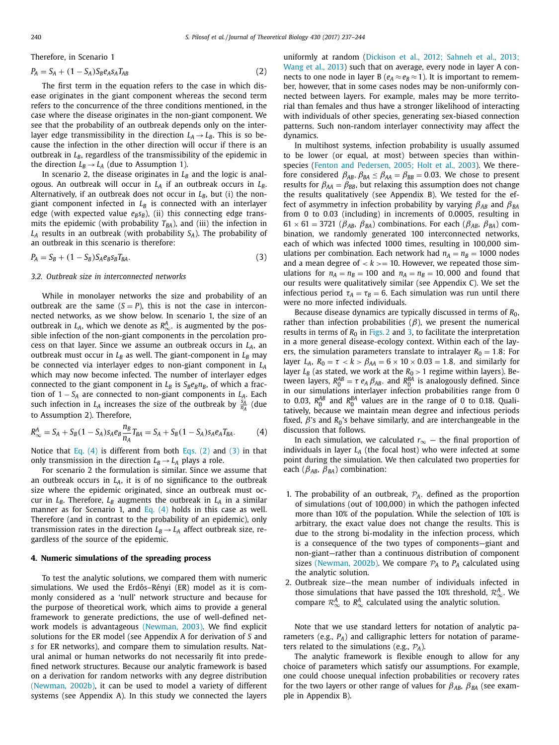Therefore, in Scenario 1

$$P_A = S_A + (1 - S_A)S_B e_A s_A T_{AB} \tag{2}$$

The first term in the equation refers to the case in which disease originates in the giant component whereas the second term refers to the concurrence of the three conditions mentioned, in the case where the disease originates in the non-giant component. We see that the probability of an outbreak depends only on the inter-layer edge transmissibility in the direction $L_A \rightarrow L_B$. This is so because the infection in the other direction will occur if there is an outbreak in $L_B$, regardless of the transmissibility of the epidemic in the direction $L_B \rightarrow L_A$ (due to Assumption 1).

In scenario 2, the disease originates in $L_B$ and the logic is analogous. An outbreak will occur in $L_A$ if an outbreak occurs in $L_B$. Alternatively, if an outbreak does not occur in $L_B$, but (i) the non-giant component infected in $L_B$ is connected with an interlayer edge (with expected value $e_B s_B$), (ii) this connecting edge transmits the epidemic (with probability $T_{BA}$), and (iii) the infection in $L_A$ results in an outbreak (with probability $S_A$). The probability of an outbreak in this scenario is therefore:

$$P_A = S_B + (1 - S_B)S_A e_B s_B T_{BA}. \tag{3}$$

### 3.2. Outbreak size in interconnected networks

While in monolayer networks the size and probability of an outbreak are the same ($S = P$), this is not the case in interconnected networks, as we show below. In scenario 1, the size of an outbreak in $L_A$, which we denote as $R^A_\infty$, is augmented by the possible infection of the non-giant components in the percolation process on that layer. Since we assume an outbreak occurs in $L_A$, an outbreak must occur in $L_B$ as well. The giant-component in $L_B$ may be connected via interlayer edges to non-giant component in $L_A$ which may now become infected. The number of interlayer edges connected to the giant component in $L_B$ is $S_B e_B n_B$, of which a fraction of $1 - S_A$ are connected to non-giant components in $L_A$. Each such infection in $L_A$ increases the size of the outbreak by $\frac{s_A}{n_A}$ (due to Assumption 2). Therefore,

$$R^A_\infty = S_A + S_B(1 - S_A)s_A e_B \frac{n_B}{n_A} T_{BA} = S_A + S_B(1 - S_A)s_A e_A T_{BA}. \tag{4}$$

Notice that Eq. (4) is different from both Eqs. (2) and (3) in that only transmission in the direction $L_B \rightarrow L_A$ plays a role.

For scenario 2 the formulation is similar. Since we assume that an outbreak occurs in $L_A$, it is of no significance to the outbreak size where the epidemic originated, since an outbreak must occur in $L_B$. Therefore, $L_B$ augments the outbreak in $L_A$ in a similar manner as for Scenario 1, and Eq. (4) holds in this case as well. Therefore (and in contrast to the probability of an epidemic), only transmission rates in the direction $L_B \rightarrow L_A$ affect outbreak size, regardless of the source of the epidemic.

## 4. Numeric simulations of the spreading process

To test the analytic solutions, we compared them with numeric simulations. We used the Erdős–Rényi (ER) model as it is commonly considered as a 'null' network structure and because for the purpose of theoretical work, which aims to provide a general framework to generate predictions, the use of well-defined network models is advantageous (Newman, 2003). We find explicit solutions for the ER model (see Appendix A for derivation of $S$ and $s$ for ER networks), and compare them to simulation results. Natural animal or human networks do not necessarily fit into predefined network structures. Because our analytic framework is based on a derivation for random networks with any degree distribution (Newman, 2002b), it can be used to model a variety of different systems (see Appendix A). In this study we connected the layers uniformly at random (Dickison et al., 2012; Sahneh et al., 2013; Wang et al., 2013) such that on average, every node in layer A connects to one node in layer B ($e_A \approx e_B \approx 1$). It is important to remember, however, that in some cases nodes may be non-uniformly connected between layers. For example, males may be more territorial than females and thus have a stronger likelihood of interacting with individuals of other species, generating sex-biased connection patterns. Such non-random interlayer connectivity may affect the dynamics.

In multihost systems, infection probability is usually assumed to be lower (or equal, at most) between species than within-species (Fenton and Pedersen, 2005; Holt et al., 2003). We therefore considered $\beta_{AB}, \beta_{BA} \leq \beta_{AA} = \beta_{BB} = 0.03$. We chose to present results for $\beta_{AA} = \beta_{BB}$, but relaxing this assumption does not change the results qualitatively (see Appendix B). We tested for the effect of asymmetry in infection probability by varying $\beta_{AB}$ and $\beta_{BA}$ from 0 to 0.03 (including) in increments of 0.0005, resulting in $61 \times 61 = 3721$ ($\beta_{AB}$, $\beta_{BA}$) combinations. For each ($\beta_{AB}$, $\beta_{BA}$) combination, we randomly generated 100 interconnected networks, each of which was infected 1000 times, resulting in 100,000 simulations per combination. Each network had $n_A = n_B = 1000$ nodes and a mean degree of $< k >= 10$. However, we repeated those simulations for $n_A = n_B = 100$ and $n_A = n_B = 10,000$ and found that our results were qualitatively similar (see Appendix C). We set the infectious period $\tau_A = \tau_B = 6$. Each simulation was run until there were no more infected individuals.

Because disease dynamics are typically discussed in terms of $R_0$, rather than infection probabilities ($\beta$), we present the numerical results in terms of $R_0$ in Figs. 2 and 3, to facilitate the interpretation in a more general disease-ecology context. Within each of the layers, the simulation parameters translate to intralayer $R_0 = 1.8$: For layer $L_A$, $R_0 = \tau < k > \beta_{AA} = 6 \times 10 \times 0.03 = 1.8$, and similarly for layer $L_B$ (as stated, we work at the $R_0 > 1$ regime within layers). Between layers, $R_0^{AB} = \tau\, e_A\, \beta_{AB}$, and $R_0^{BA}$ is analogously defined. Since in our simulations interlayer infection probabilities range from 0 to 0.03, $R_0^{AB}$ and $R_0^{BA}$ values are in the range of 0 to 0.18. Qualitatively, because we maintain mean degree and infectious periods fixed, $\beta$'s and $R_0$'s behave similarly, and are interchangeable in the discussion that follows.

In each simulation, we calculated $r_\infty$ — the final proportion of individuals in layer $L_A$ (the focal host) who were infected at some point during the simulation. We then calculated two properties for each ($\beta_{AB}$, $\beta_{BA}$) combination:

1. The probability of an outbreak, $\mathcal{P}_A$, defined as the proportion of simulations (out of 100,000) in which the pathogen infected more than 10% of the population. While the selection of 10% is arbitrary, the exact value does not change the results. This is due to the strong bi-modality in the infection process, which is a consequence of the two types of components—giant and non-giant—rather than a continuous distribution of component sizes (Newman, 2002b). We compare $\mathcal{P}_A$ to $P_A$ calculated using the analytic solution.
2. Outbreak size—the mean number of individuals infected in those simulations that have passed the 10% threshold, $\mathcal{R}^A_\infty$. We compare $\mathcal{R}^A_\infty$ to $R^A_\infty$ calculated using the analytic solution.

Note that we use standard letters for notation of analytic parameters (e.g., $P_A$) and calligraphic letters for notation of parameters related to the simulations (e.g., $\mathcal{P}_A$).

The analytic framework is flexible enough to allow for any choice of parameters which satisfy our assumptions. For example, one could choose unequal infection probabilities or recovery rates for the two layers or other range of values for $\beta_{AB}$, $\beta_{BA}$ (see example in Appendix B).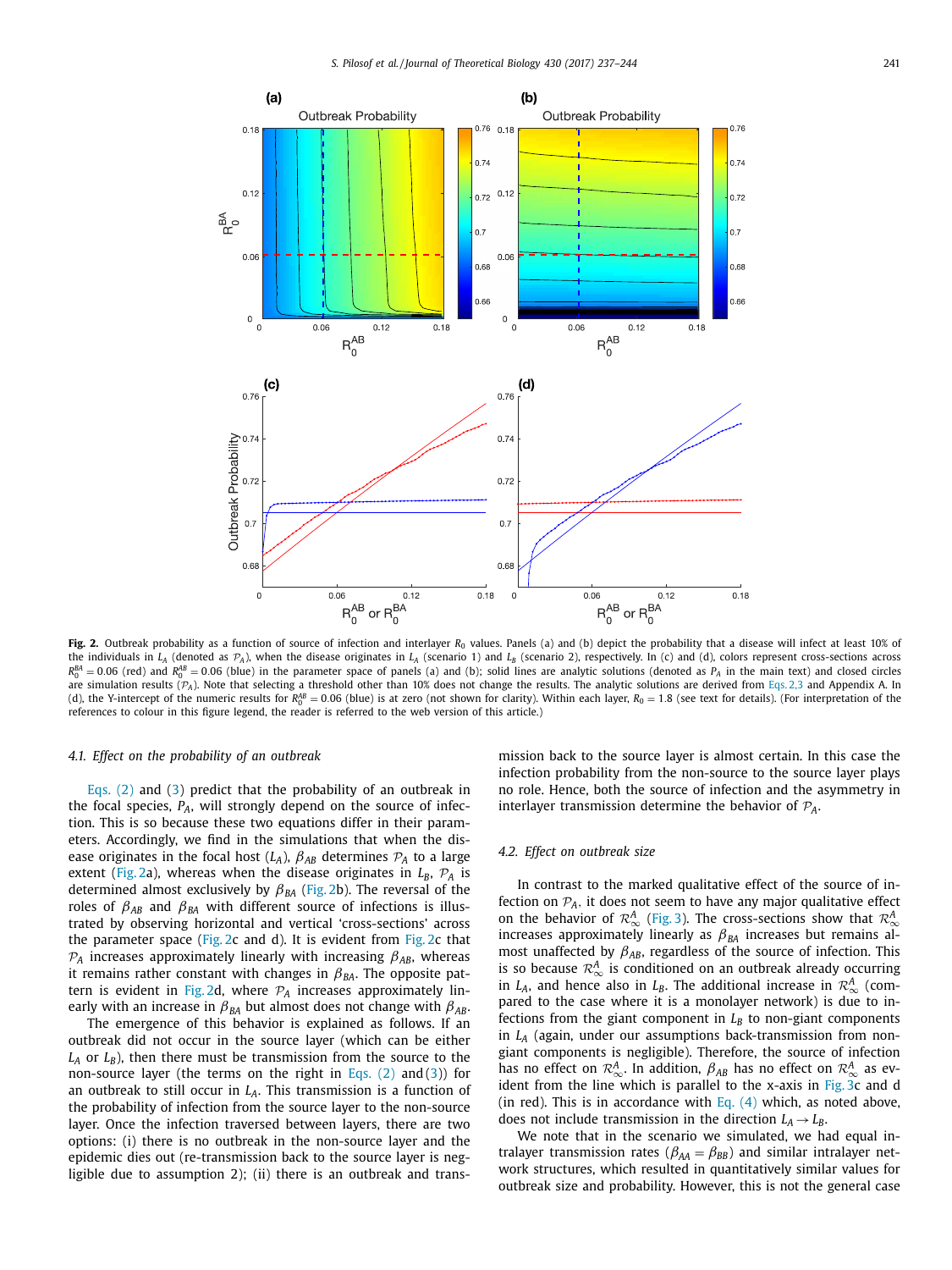**Fig. 2.** Outbreak probability as a function of source of infection and interlayer $R_0$ values. Panels (a) and (b) depict the probability that a disease will infect at least 10% of the individuals in $L_A$ (denoted as $\mathcal{P}_A$), when the disease originates in $L_A$ (scenario 1) and $L_B$ (scenario 2), respectively. In (c) and (d), colors represent cross-sections across $R_0^{BA} = 0.06$ (red) and $R_0^{AB} = 0.06$ (blue) in the parameter space of panels (a) and (b); solid lines are analytic solutions (denoted as $P_A$ in the main text) and closed circles are simulation results ($\mathcal{P}_A$). Note that selecting a threshold other than 10% does not change the results. The analytic solutions are derived from Eqs. 2,3 and Appendix A. In (d), the Y-intercept of the numeric results for $R_0^{AB} = 0.06$ (blue) is at zero (not shown for clarity). Within each layer, $R_0 = 1.8$ (see text for details). (For interpretation of the references to colour in this figure legend, the reader is referred to the web version of this article.)

### 4.1. Effect on the probability of an outbreak

Eqs. (2) and (3) predict that the probability of an outbreak in the focal species, $P_A$, will strongly depend on the source of infection. This is so because these two equations differ in their parameters. Accordingly, we find in the simulations that when the disease originates in the focal host ($L_A$), $\beta_{AB}$ determines $\mathcal{P}_A$ to a large extent (Fig. 2a), whereas when the disease originates in $L_B$, $\mathcal{P}_A$ is determined almost exclusively by $\beta_{BA}$ (Fig. 2b). The reversal of the roles of $\beta_{AB}$ and $\beta_{BA}$ with different source of infections is illustrated by observing horizontal and vertical 'cross-sections' across the parameter space (Fig. 2c and d). It is evident from Fig. 2c that $\mathcal{P}_A$ increases approximately linearly with increasing $\beta_{AB}$, whereas it remains rather constant with changes in $\beta_{BA}$. The opposite pattern is evident in Fig. 2d, where $\mathcal{P}_A$ increases approximately linearly with an increase in $\beta_{BA}$ but almost does not change with $\beta_{AB}$.

The emergence of this behavior is explained as follows. If an outbreak did not occur in the source layer (which can be either $L_A$ or $L_B$), then there must be transmission from the source to the non-source layer (the terms on the right in Eqs. (2) and (3)) for an outbreak to still occur in $L_A$. This transmission is a function of the probability of infection from the source layer to the non-source layer. Once the infection traversed between layers, there are two options: (i) there is no outbreak in the non-source layer and the epidemic dies out (re-transmission back to the source layer is negligible due to assumption 2); (ii) there is an outbreak and transmission back to the source layer is almost certain. In this case the infection probability from the non-source to the source layer plays no role. Hence, both the source of infection and the asymmetry in interlayer transmission determine the behavior of $\mathcal{P}_A$.

### 4.2. Effect on outbreak size

In contrast to the marked qualitative effect of the source of infection on $\mathcal{P}_A$. it does not seem to have any major qualitative effect on the behavior of $\mathcal{R}_\infty^A$ (Fig. 3). The cross-sections show that $\mathcal{R}_\infty^A$ increases approximately linearly as $\beta_{BA}$ increases but remains almost unaffected by $\beta_{AB}$, regardless of the source of infection. This is so because $\mathcal{R}_\infty^A$ is conditioned on an outbreak already occurring in $L_A$, and hence also in $L_B$. The additional increase in $\mathcal{R}_\infty^A$ (compared to the case where it is a monolayer network) is due to infections from the giant component in $L_B$ to non-giant components in $L_A$ (again, under our assumptions back-transmission from non-giant components is negligible). Therefore, the source of infection has no effect on $\mathcal{R}_\infty^A$. In addition, $\beta_{AB}$ has no effect on $\mathcal{R}_\infty^A$ as evident from the line which is parallel to the x-axis in Fig. 3c and d (in red). This is in accordance with Eq. (4) which, as noted above, does not include transmission in the direction $L_A \to L_B$.

We note that in the scenario we simulated, we had equal intralayer transmission rates ($\beta_{AA} = \beta_{BB}$) and similar intralayer network structures, which resulted in quantitatively similar values for outbreak size and probability. However, this is not the general case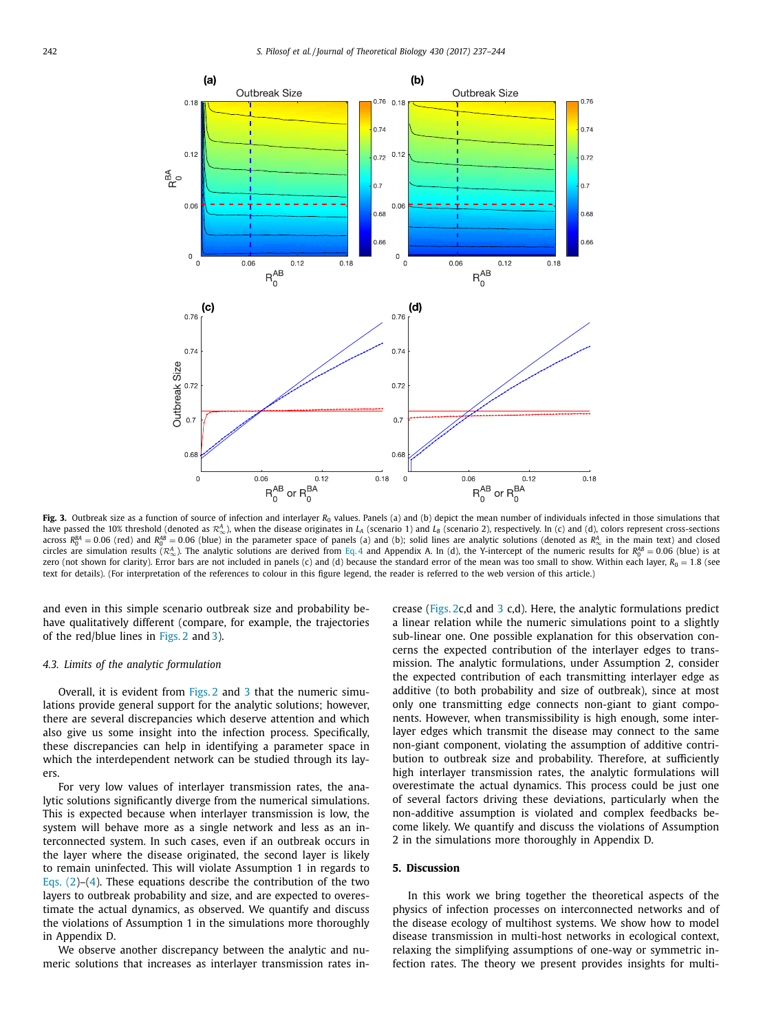**Fig. 3.** Outbreak size as a function of source of infection and interlayer $R_0$ values. Panels (a) and (b) depict the mean number of individuals infected in those simulations that have passed the 10% threshold (denoted as $\mathcal{R}^A_\infty$), when the disease originates in $L_A$ (scenario 1) and $L_B$ (scenario 2), respectively. In (c) and (d), colors represent cross-sections across $R_0^{BA} = 0.06$ (red) and $R_0^{AB} = 0.06$ (blue) in the parameter space of panels (a) and (b); solid lines are analytic solutions (denoted as $R^A_\infty$ in the main text) and closed circles are simulation results ($\mathcal{R}^A_\infty$). The analytic solutions are derived from Eq. 4 and Appendix A. In (d), the Y-intercept of the numeric results for $R_0^{AB} = 0.06$ (blue) is at zero (not shown for clarity). Error bars are not included in panels (c) and (d) because the standard error of the mean was too small to show. Within each layer, $R_0 = 1.8$ (see text for details). (For interpretation of the references to colour in this figure legend, the reader is referred to the web version of this article.)

and even in this simple scenario outbreak size and probability behave qualitatively different (compare, for example, the trajectories of the red/blue lines in Figs. 2 and 3).

### 4.3. Limits of the analytic formulation

Overall, it is evident from Figs. 2 and 3 that the numeric simulations provide general support for the analytic solutions; however, there are several discrepancies which deserve attention and which also give us some insight into the infection process. Specifically, these discrepancies can help in identifying a parameter space in which the interdependent network can be studied through its layers.

For very low values of interlayer transmission rates, the analytic solutions significantly diverge from the numerical simulations. This is expected because when interlayer transmission is low, the system will behave more as a single network and less as an interconnected system. In such cases, even if an outbreak occurs in the layer where the disease originated, the second layer is likely to remain uninfected. This will violate Assumption 1 in regards to Eqs. (2)–(4). These equations describe the contribution of the two layers to outbreak probability and size, and are expected to overestimate the actual dynamics, as observed. We quantify and discuss the violations of Assumption 1 in the simulations more thoroughly in Appendix D.

We observe another discrepancy between the analytic and numeric solutions that increases as interlayer transmission rates increase (Figs. 2c,d and 3 c,d). Here, the analytic formulations predict a linear relation while the numeric simulations point to a slightly sub-linear one. One possible explanation for this observation concerns the expected contribution of the interlayer edges to transmission. The analytic formulations, under Assumption 2, consider the expected contribution of each transmitting interlayer edge as additive (to both probability and size of outbreak), since at most only one transmitting edge connects non-giant to giant components. However, when transmissibility is high enough, some interlayer edges which transmit the disease may connect to the same non-giant component, violating the assumption of additive contribution to outbreak size and probability. Therefore, at sufficiently high interlayer transmission rates, the analytic formulations will overestimate the actual dynamics. This process could be just one of several factors driving these deviations, particularly when the non-additive assumption is violated and complex feedbacks become likely. We quantify and discuss the violations of Assumption 2 in the simulations more thoroughly in Appendix D.

## 5. Discussion

In this work we bring together the theoretical aspects of the physics of infection processes on interconnected networks and of the disease ecology of multihost systems. We show how to model disease transmission in multi-host networks in ecological context, relaxing the simplifying assumptions of one-way or symmetric infection rates. The theory we present provides insights for multi-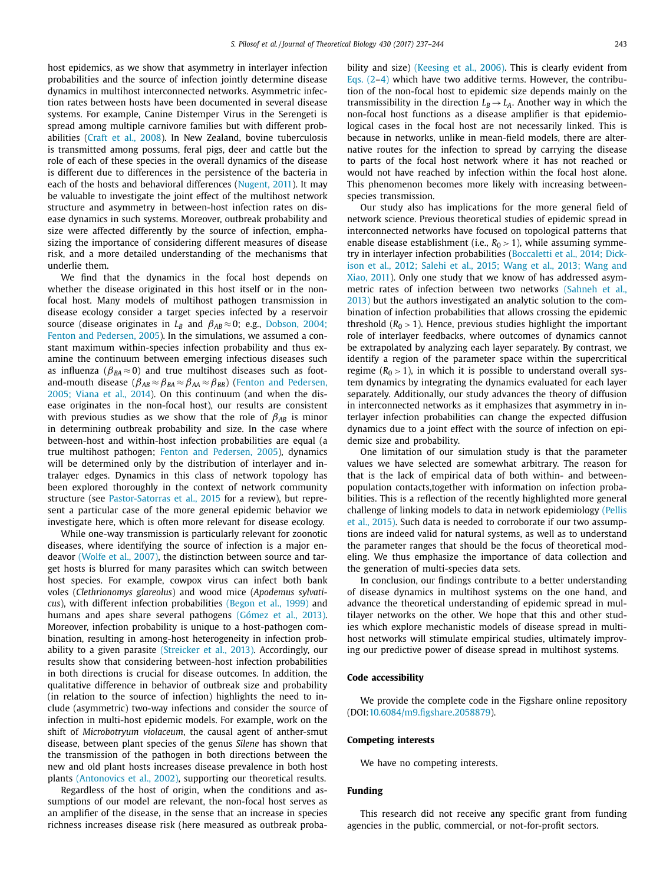host epidemics, as we show that asymmetry in interlayer infection probabilities and the source of infection jointly determine disease dynamics in multihost interconnected networks. Asymmetric infection rates between hosts have been documented in several disease systems. For example, Canine Distemper Virus in the Serengeti is spread among multiple carnivore families but with different probabilities (Craft et al., 2008). In New Zealand, bovine tuberculosis is transmitted among possums, feral pigs, deer and cattle but the role of each of these species in the overall dynamics of the disease is different due to differences in the persistence of the bacteria in each of the hosts and behavioral differences (Nugent, 2011). It may be valuable to investigate the joint effect of the multihost network structure and asymmetry in between-host infection rates on disease dynamics in such systems. Moreover, outbreak probability and size were affected differently by the source of infection, emphasizing the importance of considering different measures of disease risk, and a more detailed understanding of the mechanisms that underlie them.

We find that the dynamics in the focal host depends on whether the disease originated in this host itself or in the non-focal host. Many models of multihost pathogen transmission in disease ecology consider a target species infected by a reservoir source (disease originates in $L_B$ and $\beta_{AB} \approx 0$; e.g., Dobson, 2004; Fenton and Pedersen, 2005). In the simulations, we assumed a constant maximum within-species infection probability and thus examine the continuum between emerging infectious diseases such as influenza ($\beta_{BA} \approx 0$) and true multihost diseases such as foot-and-mouth disease ($\beta_{AB} \approx \beta_{BA} \approx \beta_{AA} \approx \beta_{BB}$) (Fenton and Pedersen, 2005; Viana et al., 2014). On this continuum (and when the disease originates in the non-focal host), our results are consistent with previous studies as we show that the role of $\beta_{AB}$ is minor in determining outbreak probability and size. In the case where between-host and within-host infection probabilities are equal (a true multihost pathogen; Fenton and Pedersen, 2005), dynamics will be determined only by the distribution of interlayer and intralayer edges. Dynamics in this class of network topology has been explored thoroughly in the context of network community structure (see Pastor-Satorras et al., 2015 for a review), but represent a particular case of the more general epidemic behavior we investigate here, which is often more relevant for disease ecology.

While one-way transmission is particularly relevant for zoonotic diseases, where identifying the source of infection is a major endeavor (Wolfe et al., 2007), the distinction between source and target hosts is blurred for many parasites which can switch between host species. For example, cowpox virus can infect both bank voles (*Clethrionomys glareolus*) and wood mice (*Apodemus sylvaticus*), with different infection probabilities (Begon et al., 1999) and humans and apes share several pathogens (Gómez et al., 2013). Moreover, infection probability is unique to a host-pathogen combination, resulting in among-host heterogeneity in infection probability to a given parasite (Streicker et al., 2013). Accordingly, our results show that considering between-host infection probabilities in both directions is crucial for disease outcomes. In addition, the qualitative difference in behavior of outbreak size and probability (in relation to the source of infection) highlights the need to include (asymmetric) two-way infections and consider the source of infection in multi-host epidemic models. For example, work on the shift of *Microbotryum violaceum*, the causal agent of anther-smut disease, between plant species of the genus *Silene* has shown that the transmission of the pathogen in both directions between the new and old plant hosts increases disease prevalence in both host plants (Antonovics et al., 2002), supporting our theoretical results.

Regardless of the host of origin, when the conditions and assumptions of our model are relevant, the non-focal host serves as an amplifier of the disease, in the sense that an increase in species richness increases disease risk (here measured as outbreak probability and size) (Keesing et al., 2006). This is clearly evident from Eqs. (2–4) which have two additive terms. However, the contribution of the non-focal host to epidemic size depends mainly on the transmissibility in the direction $L_B \to L_A$. Another way in which the non-focal host functions as a disease amplifier is that epidemiological cases in the focal host are not necessarily linked. This is because in networks, unlike in mean-field models, there are alternative routes for the infection to spread by carrying the disease to parts of the focal host network where it has not reached or would not have reached by infection within the focal host alone. This phenomenon becomes more likely with increasing between-species transmission.

Our study also has implications for the more general field of network science. Previous theoretical studies of epidemic spread in interconnected networks have focused on topological patterns that enable disease establishment (i.e., $R_0 > 1$), while assuming symmetry in interlayer infection probabilities (Boccaletti et al., 2014; Dickison et al., 2012; Salehi et al., 2015; Wang et al., 2013; Wang and Xiao, 2011). Only one study that we know of has addressed asymmetric rates of infection between two networks (Sahneh et al., 2013) but the authors investigated an analytic solution to the combination of infection probabilities that allows crossing the epidemic threshold ($R_0 > 1$). Hence, previous studies highlight the important role of interlayer feedbacks, where outcomes of dynamics cannot be extrapolated by analyzing each layer separately. By contrast, we identify a region of the parameter space within the supercritical regime ($R_0 > 1$), in which it is possible to understand overall system dynamics by integrating the dynamics evaluated for each layer separately. Additionally, our study advances the theory of diffusion in interconnected networks as it emphasizes that asymmetry in interlayer infection probabilities can change the expected diffusion dynamics due to a joint effect with the source of infection on epidemic size and probability.

One limitation of our simulation study is that the parameter values we have selected are somewhat arbitrary. The reason for that is the lack of empirical data of both within- and between-population contacts,together with information on infection probabilities. This is a reflection of the recently highlighted more general challenge of linking models to data in network epidemiology (Pellis et al., 2015). Such data is needed to corroborate if our two assumptions are indeed valid for natural systems, as well as to understand the parameter ranges that should be the focus of theoretical modeling. We thus emphasize the importance of data collection and the generation of multi-species data sets.

In conclusion, our findings contribute to a better understanding of disease dynamics in multihost systems on the one hand, and advance the theoretical understanding of epidemic spread in multilayer networks on the other. We hope that this and other studies which explore mechanistic models of disease spread in multihost networks will stimulate empirical studies, ultimately improving our predictive power of disease spread in multihost systems.

## Code accessibility

We provide the complete code in the Figshare online repository (DOI:10.6084/m9.figshare.2058879).

## Competing interests

We have no competing interests.

## Funding

This research did not receive any specific grant from funding agencies in the public, commercial, or not-for-profit sectors.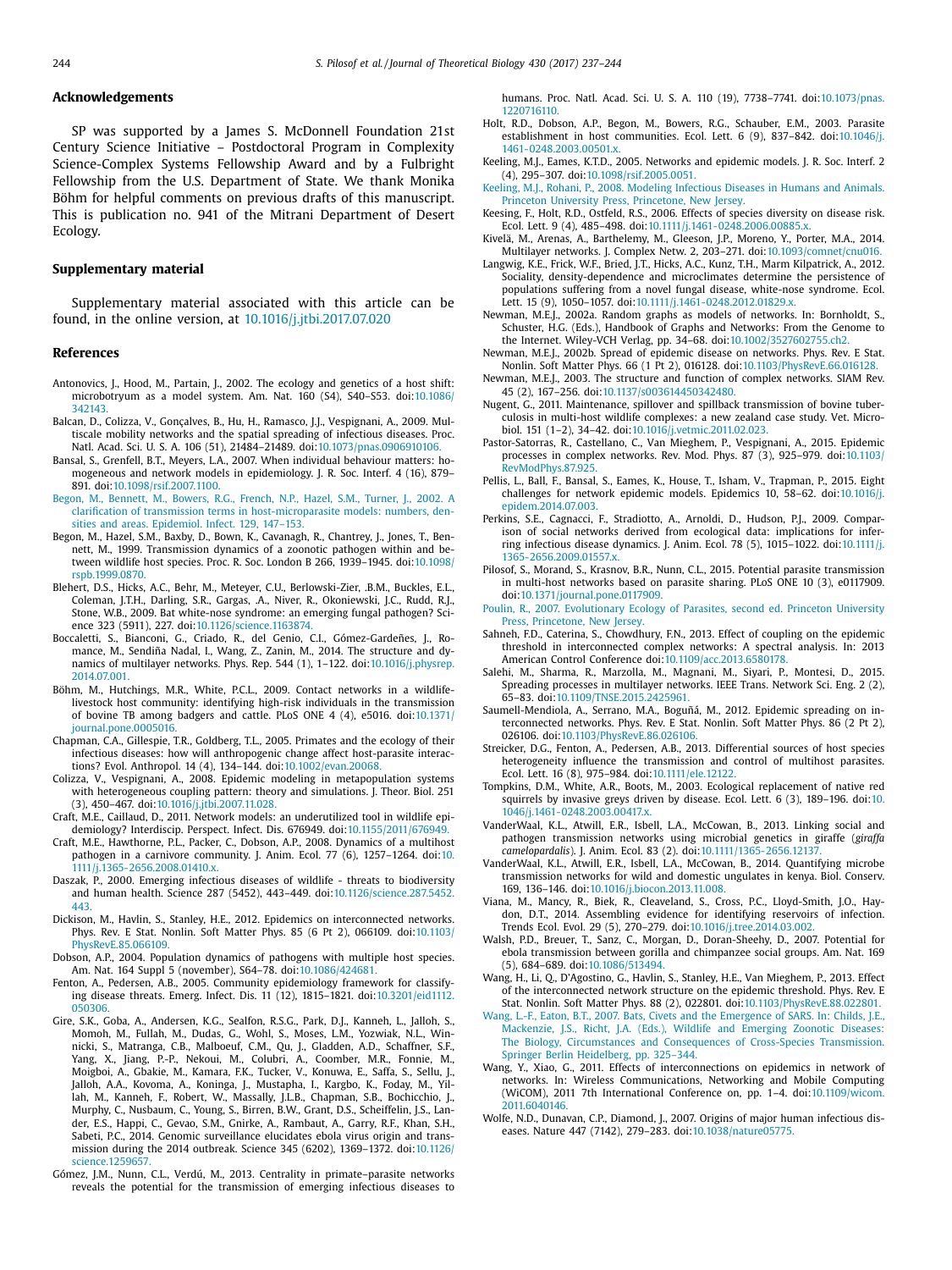## Acknowledgements

SP was supported by a James S. McDonnell Foundation 21st Century Science Initiative – Postdoctoral Program in Complexity Science-Complex Systems Fellowship Award and by a Fulbright Fellowship from the U.S. Department of State. We thank Monika Böhm for helpful comments on previous drafts of this manuscript. This is publication no. 941 of the Mitrani Department of Desert Ecology.

## Supplementary material

Supplementary material associated with this article can be found, in the online version, at 10.1016/j.jtbi.2017.07.020

## References

Antonovics, J., Hood, M., Partain, J., 2002. The ecology and genetics of a host shift: microbotryum as a model system. Am. Nat. 160 (S4), S40–S53. doi:10.1086/342143.

Balcan, D., Colizza, V., Gonçalves, B., Hu, H., Ramasco, J.J., Vespignani, A., 2009. Multiscale mobility networks and the spatial spreading of infectious diseases. Proc. Natl. Acad. Sci. U. S. A. 106 (51), 21484–21489. doi:10.1073/pnas.0906910106.

Bansal, S., Grenfell, B.T., Meyers, L.A., 2007. When individual behaviour matters: homogeneous and network models in epidemiology. J. R. Soc. Interf. 4 (16), 879–891. doi:10.1098/rsif.2007.1100.

Begon, M., Bennett, M., Bowers, R.G., French, N.P., Hazel, S.M., Turner, J., 2002. A clarification of transmission terms in host-microparasite models: numbers, densities and areas. Epidemiol. Infect. 129, 147–153.

Begon, M., Hazel, S.M., Baxby, D., Bown, K., Cavanagh, R., Chantrey, J., Jones, T., Bennett, M., 1999. Transmission dynamics of a zoonotic pathogen within and between wildlife host species. Proc. R. Soc. London B 266, 1939–1945. doi:10.1098/rspb.1999.0870.

Blehert, D.S., Hicks, A.C., Behr, M., Meteyer, C.U., Berlowski-Zier, .B.M., Buckles, E.L., Coleman, J.T.H., Darling, S.R., Gargas, .A., Niver, R., Okoniewski, J.C., Rudd, R.J., Stone, W.B., 2009. Bat white-nose syndrome: an emerging fungal pathogen? Science 323 (5911), 227. doi:10.1126/science.1163874.

Boccaletti, S., Bianconi, G., Criado, R., del Genio, C.I., Gómez-Gardeñes, J., Romance, M., Sendiña Nadal, I., Wang, Z., Zanin, M., 2014. The structure and dynamics of multilayer networks. Phys. Rep. 544 (1), 1–122. doi:10.1016/j.physrep.2014.07.001.

Böhm, M., Hutchings, M.R., White, P.C.L., 2009. Contact networks in a wildlife-livestock host community: identifying high-risk individuals in the transmission of bovine TB among badgers and cattle. PLoS ONE 4 (4), e5016. doi:10.1371/journal.pone.0005016.

Chapman, C.A., Gillespie, T.R., Goldberg, T.L., 2005. Primates and the ecology of their infectious diseases: how will anthropogenic change affect host-parasite interactions? Evol. Anthropol. 14 (4), 134–144. doi:10.1002/evan.20068.

Colizza, V., Vespignani, A., 2008. Epidemic modeling in metapopulation systems with heterogeneous coupling pattern: theory and simulations. J. Theor. Biol. 251 (3), 450–467. doi:10.1016/j.jtbi.2007.11.028.

Craft, M.E., Caillaud, D., 2011. Network models: an underutilized tool in wildlife epidemiology? Interdiscip. Perspect. Infect. Dis. 676949. doi:10.1155/2011/676949.

Craft, M.E., Hawthorne, P.L., Packer, C., Dobson, A.P., 2008. Dynamics of a multihost pathogen in a carnivore community. J. Anim. Ecol. 77 (6), 1257–1264. doi:10.1111/j.1365-2656.2008.01410.x.

Daszak, P., 2000. Emerging infectious diseases of wildlife - threats to biodiversity and human health. Science 287 (5452), 443–449. doi:10.1126/science.287.5452.443.

Dickison, M., Havlin, S., Stanley, H.E., 2012. Epidemics on interconnected networks. Phys. Rev. E Stat. Nonlin. Soft Matter Phys. 85 (6 Pt 2), 066109. doi:10.1103/PhysRevE.85.066109.

Dobson, A.P., 2004. Population dynamics of pathogens with multiple host species. Am. Nat. 164 Suppl 5 (november), S64–78. doi:10.1086/424681.

Fenton, A., Pedersen, A.B., 2005. Community epidemiology framework for classifying disease threats. Emerg. Infect. Dis. 11 (12), 1815–1821. doi:10.3201/eid1112.050306.

Gire, S.K., Goba, A., Andersen, K.G., Sealfon, R.S.G., Park, D.J., Kanneh, L., Jalloh, S., Momoh, M., Fullah, M., Dudas, G., Wohl, S., Moses, L.M., Yozwiak, N.L., Winnicki, S., Matranga, C.B., Malboeuf, C.M., Qu, J., Gladden, A.D., Schaffner, S.F., Yang, X., Jiang, P.-P., Nekoui, M., Colubri, A., Coomber, M.R., Fonnie, M., Moigboi, A., Gbakie, M., Kamara, F.K., Tucker, V., Konuwa, E., Saffa, S., Sellu, J., Jalloh, A.A., Kovoma, A., Koninga, J., Mustapha, I., Kargbo, K., Foday, M., Yillah, M., Kanneh, F., Robert, W., Massally, J.L.B., Chapman, S.B., Bochicchio, J., Murphy, C., Nusbaum, C., Young, S., Birren, B.W., Grant, D.S., Scheiffelin, J.S., Lander, E.S., Happi, C., Gevao, S.M., Gnirke, A., Rambaut, A., Garry, R.F., Khan, S.H., Sabeti, P.C., 2014. Genomic surveillance elucidates ebola virus origin and transmission during the 2014 outbreak. Science 345 (6202), 1369–1372. doi:10.1126/science.1259657.

Gómez, J.M., Nunn, C.L., Verdú, M., 2013. Centrality in primate–parasite networks reveals the potential for the transmission of emerging infectious diseases to humans. Proc. Natl. Acad. Sci. U. S. A. 110 (19), 7738–7741. doi:10.1073/pnas.1220716110.

Holt, R.D., Dobson, A.P., Begon, M., Bowers, R.G., Schauber, E.M., 2003. Parasite establishment in host communities. Ecol. Lett. 6 (9), 837–842. doi:10.1046/j.1461-0248.2003.00501.x.

Keeling, M.J., Eames, K.T.D., 2005. Networks and epidemic models. J. R. Soc. Interf. 2 (4), 295–307. doi:10.1098/rsif.2005.0051.

Keeling, M.J., Rohani, P., 2008. Modeling Infectious Diseases in Humans and Animals. Princeton University Press, Princetone, New Jersey.

Keesing, F., Holt, R.D., Ostfeld, R.S., 2006. Effects of species diversity on disease risk. Ecol. Lett. 9 (4), 485–498. doi:10.1111/j.1461-0248.2006.00885.x.

Kivelä, M., Arenas, A., Barthelemy, M., Gleeson, J.P., Moreno, Y., Porter, M.A., 2014. Multilayer networks. J. Complex Netw. 2, 203–271. doi:10.1093/comnet/cnu016.

Langwig, K.E., Frick, W.F., Bried, J.T., Hicks, A.C., Kunz, T.H., Marm Kilpatrick, A., 2012. Sociality, density-dependence and microclimates determine the persistence of populations suffering from a novel fungal disease, white-nose syndrome. Ecol. Lett. 15 (9), 1050–1057. doi:10.1111/j.1461-0248.2012.01829.x.

Newman, M.E.J., 2002a. Random graphs as models of networks. In: Bornholdt, S., Schuster, H.G. (Eds.), Handbook of Graphs and Networks: From the Genome to the Internet. Wiley-VCH Verlag, pp. 34–68. doi:10.1002/3527602755.ch2.

Newman, M.E.J., 2002b. Spread of epidemic disease on networks. Phys. Rev. E Stat. Nonlin. Soft Matter Phys. 66 (1 Pt 2), 016128. doi:10.1103/PhysRevE.66.016128.

Newman, M.E.J., 2003. The structure and function of complex networks. SIAM Rev. 45 (2), 167–256. doi:10.1137/s003614450342480.

Nugent, G., 2011. Maintenance, spillover and spillback transmission of bovine tuberculosis in multi-host wildlife complexes: a new zealand case study. Vet. Microbiol. 151 (1–2), 34–42. doi:10.1016/j.vetmic.2011.02.023.

Pastor-Satorras, R., Castellano, C., Van Mieghem, P., Vespignani, A., 2015. Epidemic processes in complex networks. Rev. Mod. Phys. 87 (3), 925–979. doi:10.1103/RevModPhys.87.925.

Pellis, L., Ball, F., Bansal, S., Eames, K., House, T., Isham, V., Trapman, P., 2015. Eight challenges for network epidemic models. Epidemics 10, 58–62. doi:10.1016/j.epidem.2014.07.003.

Perkins, S.E., Cagnacci, F., Stradiotto, A., Arnoldi, D., Hudson, P.J., 2009. Comparison of social networks derived from ecological data: implications for inferring infectious disease dynamics. J. Anim. Ecol. 78 (5), 1015–1022. doi:10.1111/j.1365-2656.2009.01557.x.

Pilosof, S., Morand, S., Krasnov, B.R., Nunn, C.L., 2015. Potential parasite transmission in multi-host networks based on parasite sharing. PLoS ONE 10 (3), e0117909. doi:10.1371/journal.pone.0117909.

Poulin, R., 2007. Evolutionary Ecology of Parasites, second ed. Princeton University Press, Princetone, New Jersey.

Sahneh, F.D., Caterina, S., Chowdhury, F.N., 2013. Effect of coupling on the epidemic threshold in interconnected complex networks: A spectral analysis. In: 2013 American Control Conference doi:10.1109/acc.2013.6580178.

Salehi, M., Sharma, R., Marzolla, M., Magnani, M., Siyari, P., Montesi, D., 2015. Spreading processes in multilayer networks. IEEE Trans. Network Sci. Eng. 2 (2), 65–83. doi:10.1109/TNSE.2015.2425961.

Saumell-Mendiola, A., Serrano, M.A., Boguñá, M., 2012. Epidemic spreading on interconnected networks. Phys. Rev. E Stat. Nonlin. Soft Matter Phys. 86 (2 Pt 2), 026106. doi:10.1103/PhysRevE.86.026106.

Streicker, D.G., Fenton, A., Pedersen, A.B., 2013. Differential sources of host species heterogeneity influence the transmission and control of multihost parasites. Ecol. Lett. 16 (8), 975–984. doi:10.1111/ele.12122.

Tompkins, D.M., White, A.R., Boots, M., 2003. Ecological replacement of native red squirrels by invasive greys driven by disease. Ecol. Lett. 6 (3), 189–196. doi:10.1046/j.1461-0248.2003.00417.x.

VanderWaal, K.L., Atwill, E.R., Isbell, L.A., McCowan, B., 2013. Linking social and pathogen transmission networks using microbial genetics in giraffe (*giraffa camelopardalis*). J. Anim. Ecol. 83 (2). doi:10.1111/1365-2656.12137.

VanderWaal, K.L., Atwill, E.R., Isbell, L.A., McCowan, B., 2014. Quantifying microbe transmission networks for wild and domestic ungulates in kenya. Biol. Conserv. 169, 136–146. doi:10.1016/j.biocon.2013.11.008.

Viana, M., Mancy, R., Biek, R., Cleaveland, S., Cross, P.C., Lloyd-Smith, J.O., Haydon, D.T., 2014. Assembling evidence for identifying reservoirs of infection. Trends Ecol. Evol. 29 (5), 270–279. doi:10.1016/j.tree.2014.03.002.

Walsh, P.D., Breuer, T., Sanz, C., Morgan, D., Doran-Sheehy, D., 2007. Potential for ebola transmission between gorilla and chimpanzee social groups. Am. Nat. 169 (5), 684–689. doi:10.1086/513494.

Wang, H., Li, Q., D'Agostino, G., Havlin, S., Stanley, H.E., Van Mieghem, P., 2013. Effect of the interconnected network structure on the epidemic threshold. Phys. Rev. E Stat. Nonlin. Soft Matter Phys. 88 (2), 022801. doi:10.1103/PhysRevE.88.022801.

Wang, L.-F., Eaton, B.T., 2007. Bats, Civets and the Emergence of SARS. In: Childs, J.E., Mackenzie, J.S., Richt, J.A. (Eds.), Wildlife and Emerging Zoonotic Diseases: The Biology, Circumstances and Consequences of Cross-Species Transmission. Springer Berlin Heidelberg, pp. 325–344.

Wang, Y., Xiao, G., 2011. Effects of interconnections on epidemics in network of networks. In: Wireless Communications, Networking and Mobile Computing (WiCOM), 2011 7th International Conference on, pp. 1–4. doi:10.1109/wicom.2011.6040146.

Wolfe, N.D., Dunavan, C.P., Diamond, J., 2007. Origins of major human infectious diseases. Nature 447 (7142), 279–283. doi:10.1038/nature05775.